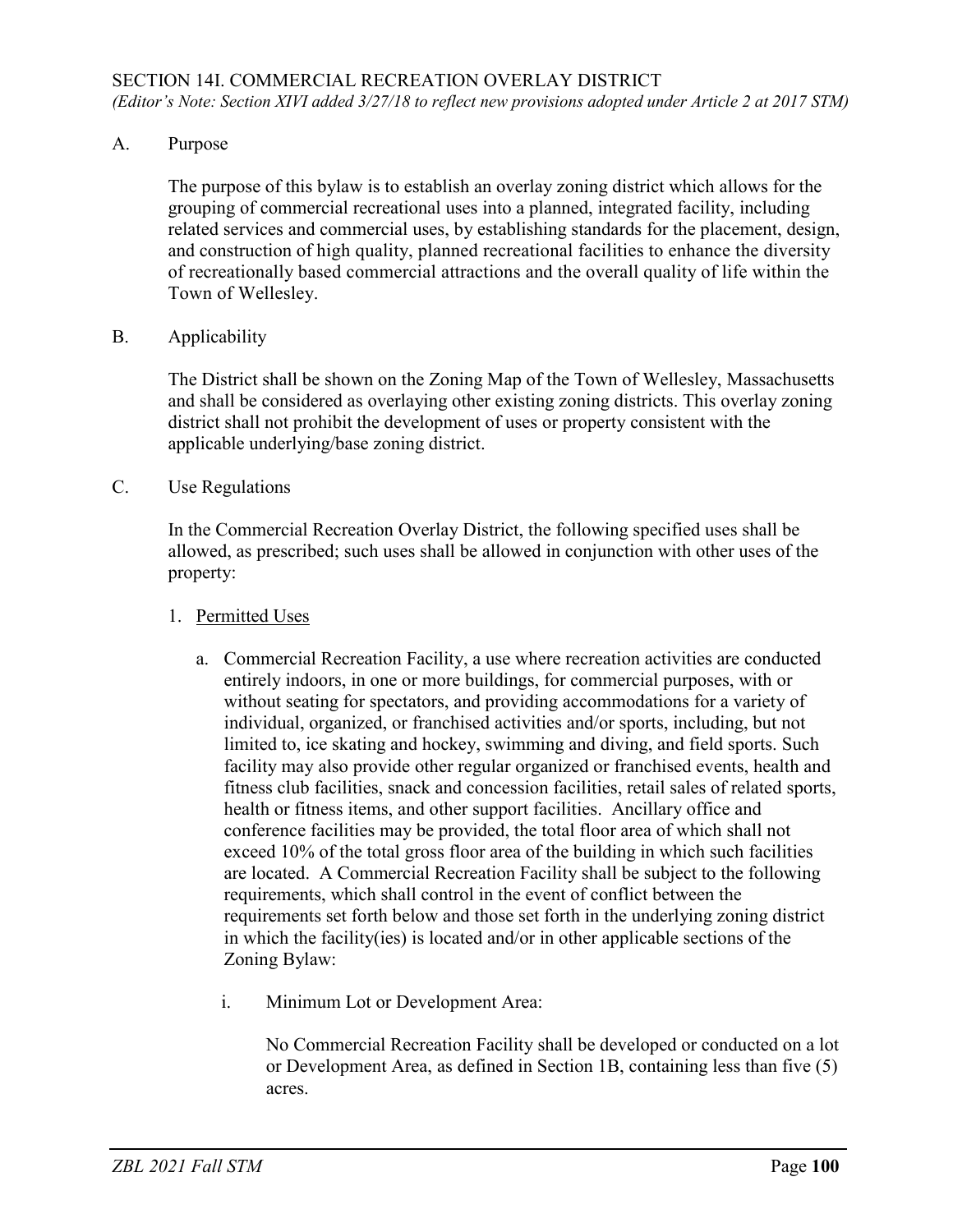## SECTION 14I. COMMERCIAL RECREATION OVERLAY DISTRICT

*(Editor's Note: Section XIVI added 3/27/18 to reflect new provisions adopted under Article 2 at 2017 STM)*

A. Purpose

The purpose of this bylaw is to establish an overlay zoning district which allows for the grouping of commercial recreational uses into a planned, integrated facility, including related services and commercial uses, by establishing standards for the placement, design, and construction of high quality, planned recreational facilities to enhance the diversity of recreationally based commercial attractions and the overall quality of life within the Town of Wellesley.

B. Applicability

The District shall be shown on the Zoning Map of the Town of Wellesley, Massachusetts and shall be considered as overlaying other existing zoning districts. This overlay zoning district shall not prohibit the development of uses or property consistent with the applicable underlying/base zoning district.

C. Use Regulations

In the Commercial Recreation Overlay District, the following specified uses shall be allowed, as prescribed; such uses shall be allowed in conjunction with other uses of the property:

1. <u>Permitted Uses</u>

   a. Commercial Recreation Facility, a use where recreation activities are conducted entirely indoors, in one or more buildings, for commercial purposes, with or without seating for spectators, and providing accommodations for a variety of individual, organized, or franchised activities and/or sports, including, but not limited to, ice skating and hockey, swimming and diving, and field sports. Such facility may also provide other regular organized or franchised events, health and fitness club facilities, snack and concession facilities, retail sales of related sports, health or fitness items, and other support facilities. Ancillary office and conference facilities may be provided, the total floor area of which shall not exceed 10% of the total gross floor area of the building in which such facilities are located. A Commercial Recreation Facility shall be subject to the following requirements, which shall control in the event of conflict between the requirements set forth below and those set forth in the underlying zoning district in which the facility(ies) is located and/or in other applicable sections of the Zoning Bylaw:

      i. Minimum Lot or Development Area:

         No Commercial Recreation Facility shall be developed or conducted on a lot or Development Area, as defined in Section 1B, containing less than five (5) acres.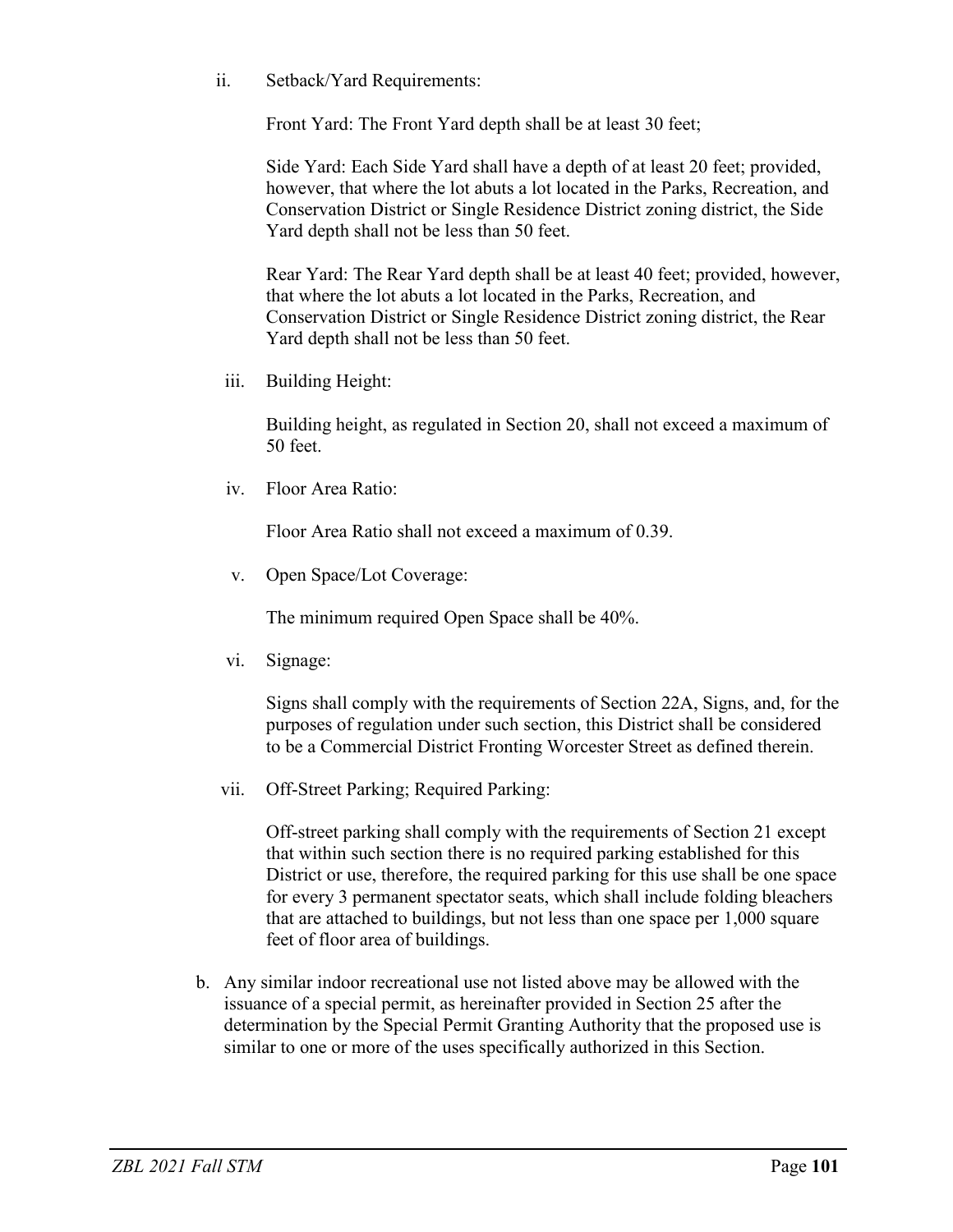ii. Setback/Yard Requirements:

Front Yard: The Front Yard depth shall be at least 30 feet;

Side Yard: Each Side Yard shall have a depth of at least 20 feet; provided, however, that where the lot abuts a lot located in the Parks, Recreation, and Conservation District or Single Residence District zoning district, the Side Yard depth shall not be less than 50 feet.

Rear Yard: The Rear Yard depth shall be at least 40 feet; provided, however, that where the lot abuts a lot located in the Parks, Recreation, and Conservation District or Single Residence District zoning district, the Rear Yard depth shall not be less than 50 feet.

iii. Building Height:

Building height, as regulated in Section 20, shall not exceed a maximum of 50 feet.

iv. Floor Area Ratio:

Floor Area Ratio shall not exceed a maximum of 0.39.

v. Open Space/Lot Coverage:

The minimum required Open Space shall be 40%.

vi. Signage:

Signs shall comply with the requirements of Section 22A, Signs, and, for the purposes of regulation under such section, this District shall be considered to be a Commercial District Fronting Worcester Street as defined therein.

vii. Off-Street Parking; Required Parking:

Off-street parking shall comply with the requirements of Section 21 except that within such section there is no required parking established for this District or use, therefore, the required parking for this use shall be one space for every 3 permanent spectator seats, which shall include folding bleachers that are attached to buildings, but not less than one space per 1,000 square feet of floor area of buildings.

b. Any similar indoor recreational use not listed above may be allowed with the issuance of a special permit, as hereinafter provided in Section 25 after the determination by the Special Permit Granting Authority that the proposed use is similar to one or more of the uses specifically authorized in this Section.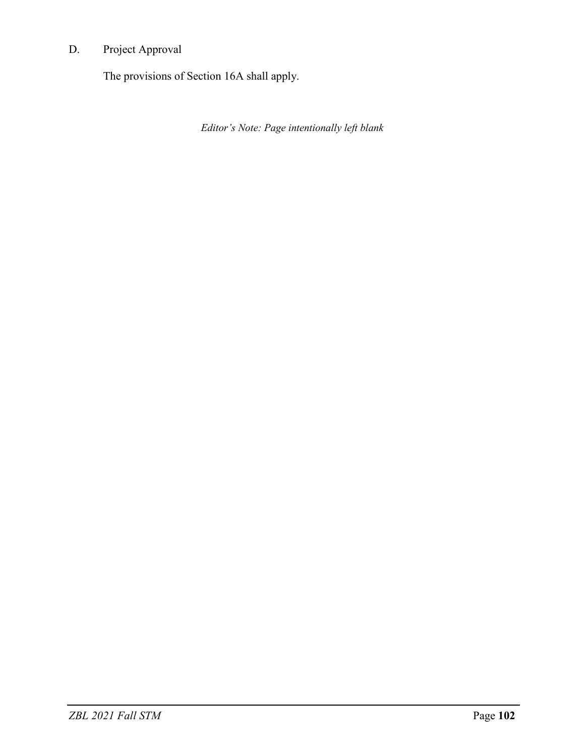D. Project Approval

The provisions of Section 16A shall apply.

*Editor's Note: Page intentionally left blank*